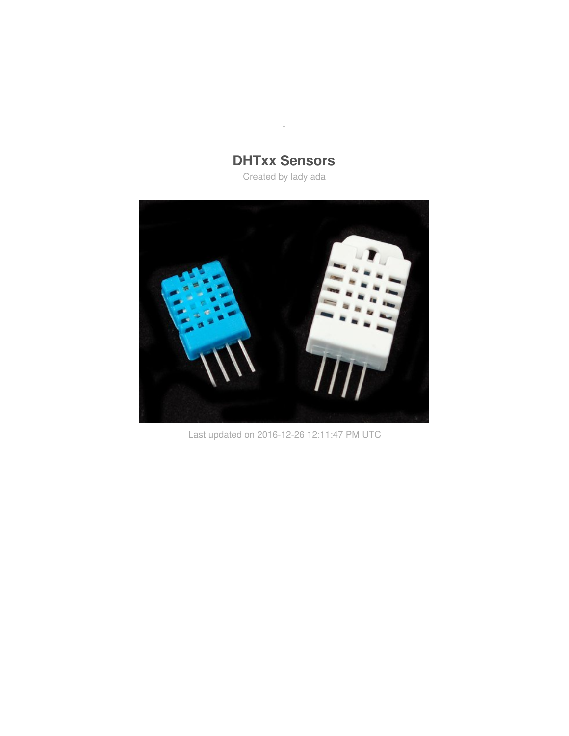# DHTxx Sensors

Created by lady ada

Last updated on 2016-12-26 12:11:47 PM UTC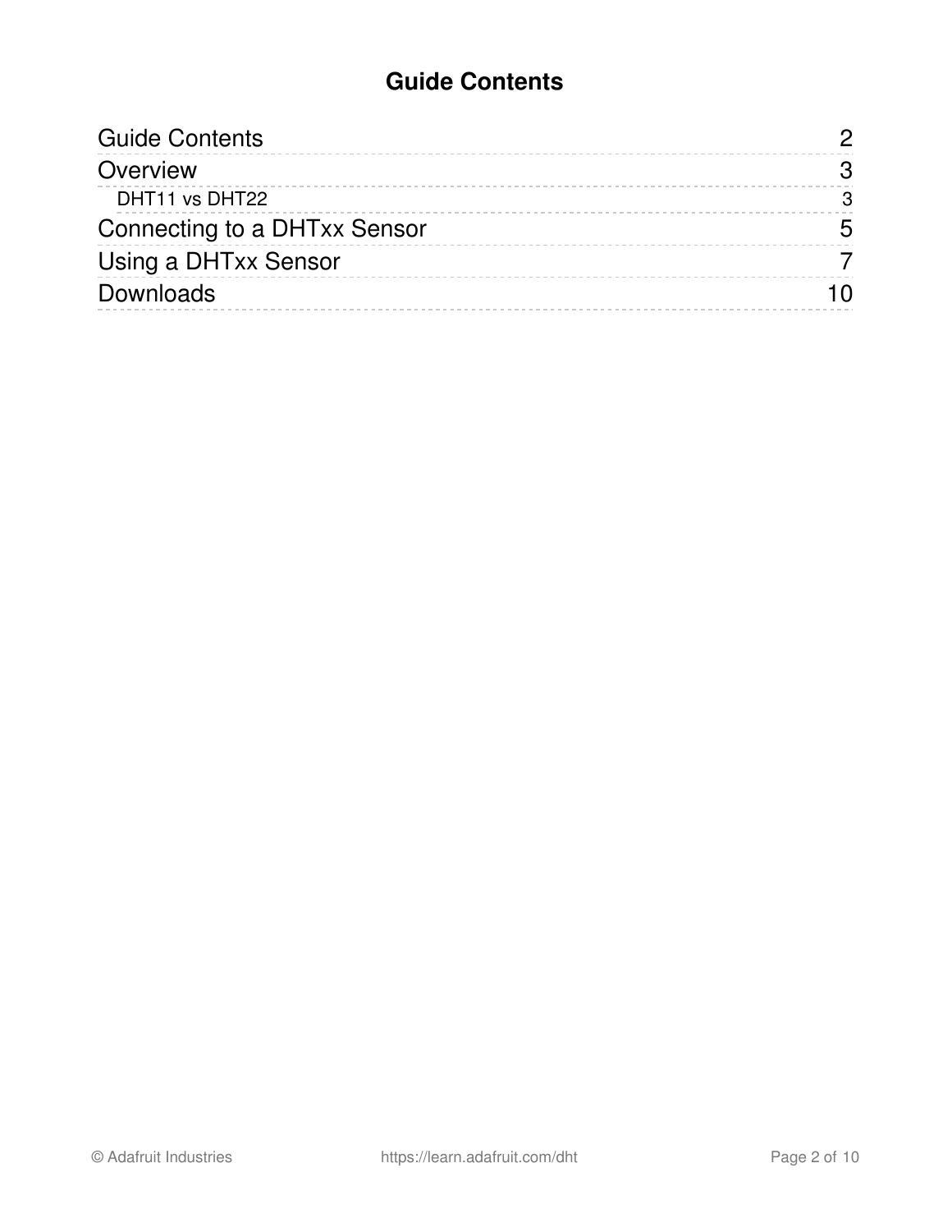# Guide Contents

| | |
|---|---|
| Guide Contents | 2 |
| Overview | 3 |
| DHT11 vs DHT22 | 3 |
| Connecting to a DHTxx Sensor | 5 |
| Using a DHTxx Sensor | 7 |
| Downloads | 10 |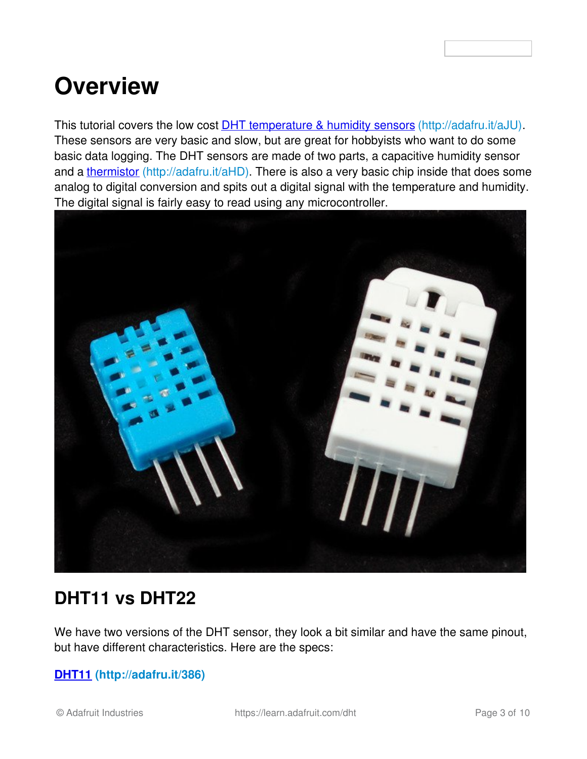# Overview

This tutorial covers the low cost DHT temperature & humidity sensors (http://adafru.it/aJU). These sensors are very basic and slow, but are great for hobbyists who want to do some basic data logging. The DHT sensors are made of two parts, a capacitive humidity sensor and a thermistor (http://adafru.it/aHD). There is also a very basic chip inside that does some analog to digital conversion and spits out a digital signal with the temperature and humidity. The digital signal is fairly easy to read using any microcontroller.

## DHT11 vs DHT22

We have two versions of the DHT sensor, they look a bit similar and have the same pinout, but have different characteristics. Here are the specs:

**DHT11 (http://adafru.it/386)**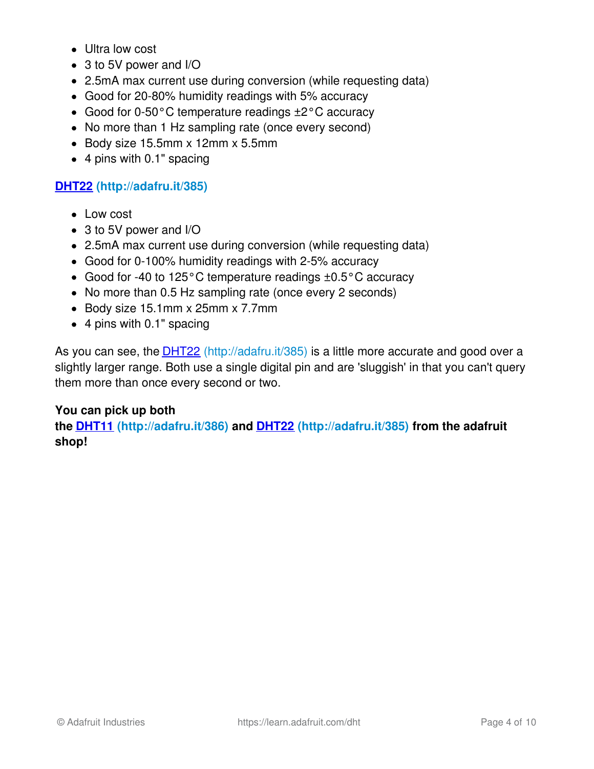- Ultra low cost
- 3 to 5V power and I/O
- 2.5mA max current use during conversion (while requesting data)
- Good for 20-80% humidity readings with 5% accuracy
- Good for 0-50°C temperature readings ±2°C accuracy
- No more than 1 Hz sampling rate (once every second)
- Body size 15.5mm x 12mm x 5.5mm
- 4 pins with 0.1" spacing

### DHT22 (http://adafru.it/385)

- Low cost
- 3 to 5V power and I/O
- 2.5mA max current use during conversion (while requesting data)
- Good for 0-100% humidity readings with 2-5% accuracy
- Good for -40 to 125°C temperature readings ±0.5°C accuracy
- No more than 0.5 Hz sampling rate (once every 2 seconds)
- Body size 15.1mm x 25mm x 7.7mm
- 4 pins with 0.1" spacing

As you can see, the DHT22 (http://adafru.it/385) is a little more accurate and good over a slightly larger range. Both use a single digital pin and are 'sluggish' in that you can't query them more than once every second or two.

**You can pick up both the DHT11 (http://adafru.it/386) and DHT22 (http://adafru.it/385) from the adafruit shop!**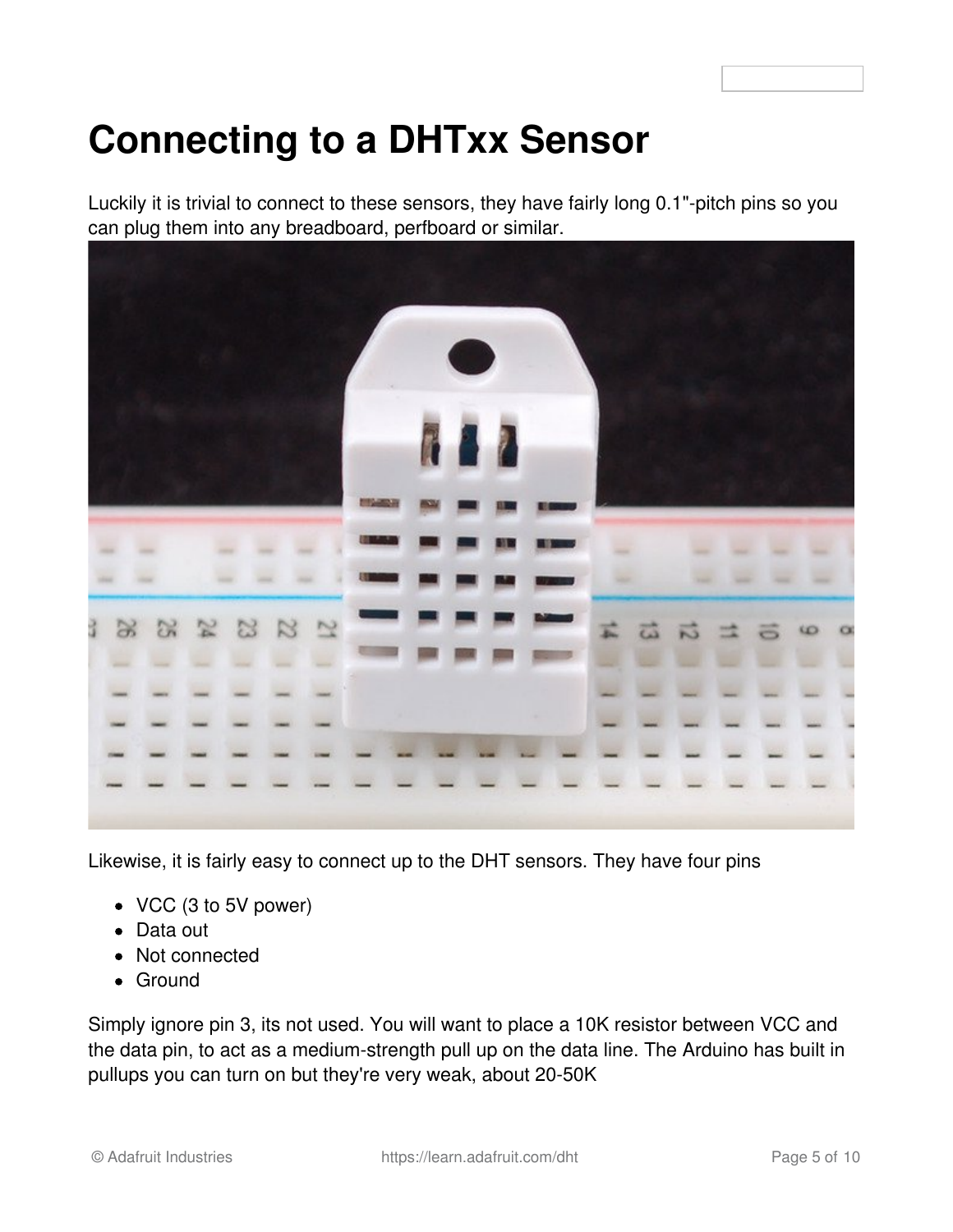# Connecting to a DHTxx Sensor

Luckily it is trivial to connect to these sensors, they have fairly long 0.1"-pitch pins so you can plug them into any breadboard, perfboard or similar.

Likewise, it is fairly easy to connect up to the DHT sensors. They have four pins

- VCC (3 to 5V power)
- Data out
- Not connected
- Ground

Simply ignore pin 3, its not used. You will want to place a 10K resistor between VCC and the data pin, to act as a medium-strength pull up on the data line. The Arduino has built in pullups you can turn on but they're very weak, about 20-50K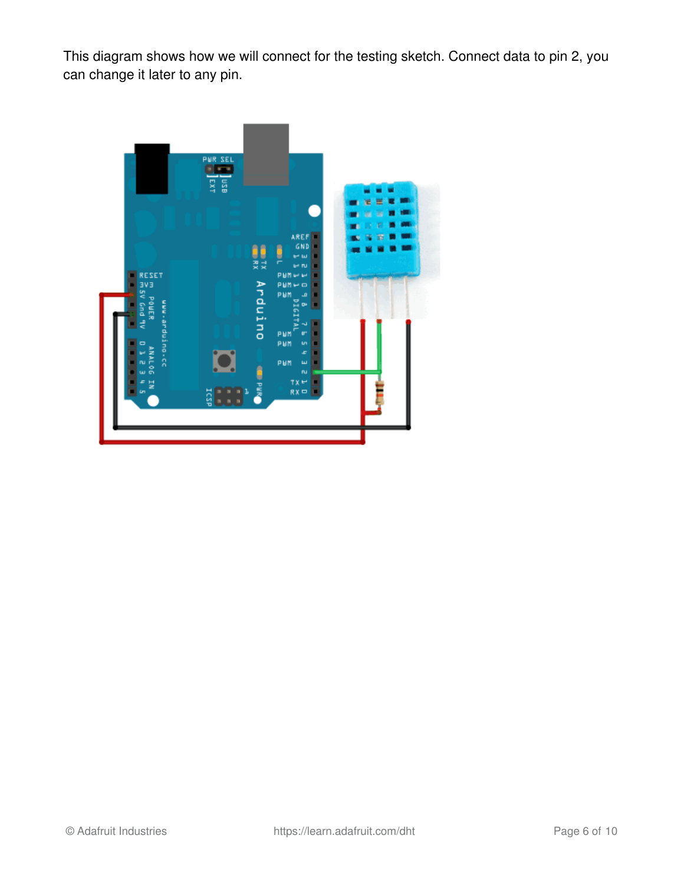This diagram shows how we will connect for the testing sketch. Connect data to pin 2, you can change it later to any pin.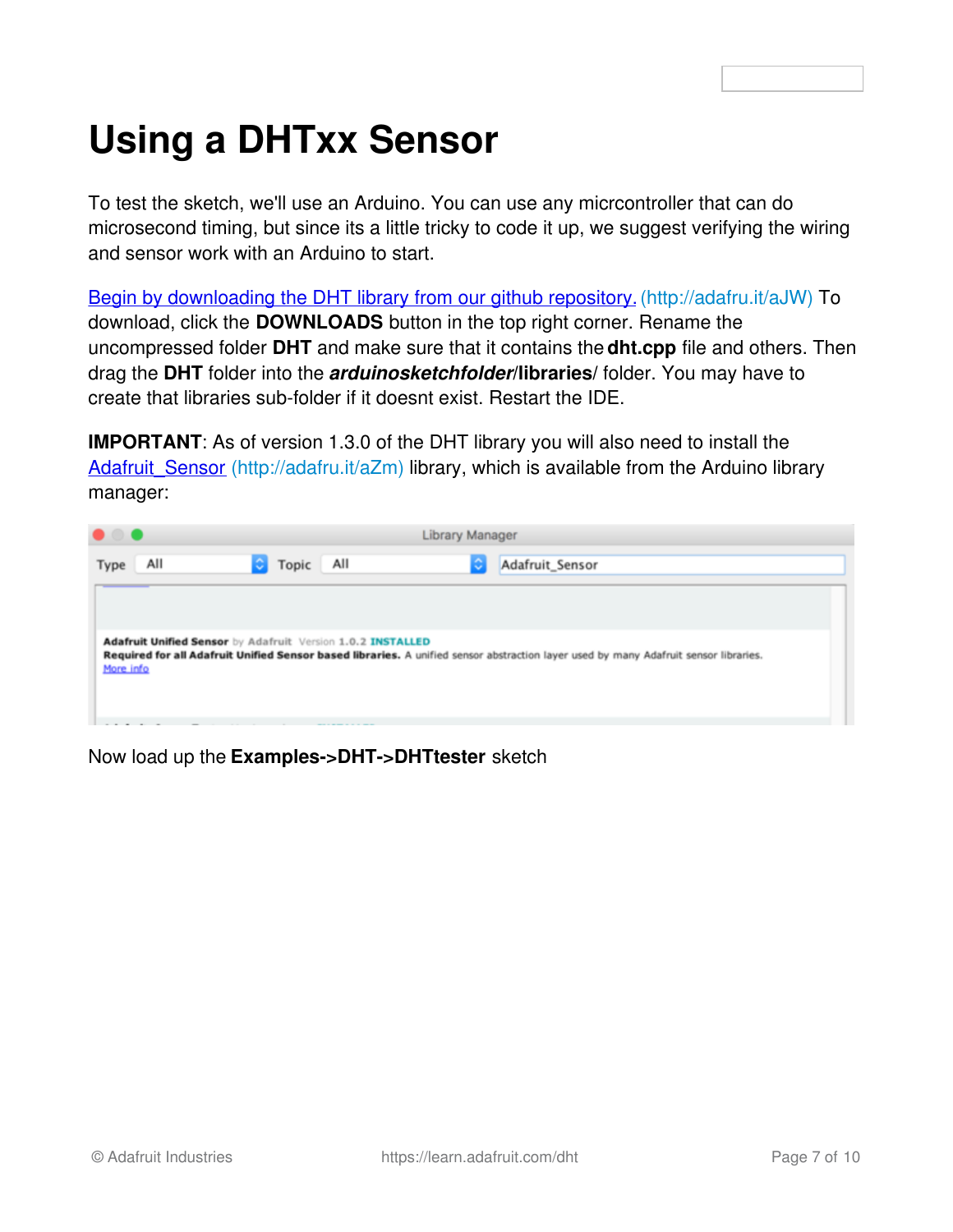# Using a DHTxx Sensor

To test the sketch, we'll use an Arduino. You can use any micrcontroller that can do microsecond timing, but since its a little tricky to code it up, we suggest verifying the wiring and sensor work with an Arduino to start.

Begin by downloading the DHT library from our github repository. (http://adafru.it/aJW) To download, click the **DOWNLOADS** button in the top right corner. Rename the uncompressed folder **DHT** and make sure that it contains the **dht.cpp** file and others. Then drag the **DHT** folder into the ***arduinosketchfolder*/libraries**/ folder. You may have to create that libraries sub-folder if it doesnt exist. Restart the IDE.

**IMPORTANT**: As of version 1.3.0 of the DHT library you will also need to install the Adafruit_Sensor (http://adafru.it/aZm) library, which is available from the Arduino library manager:

Now load up the **Examples->DHT->DHTtester** sketch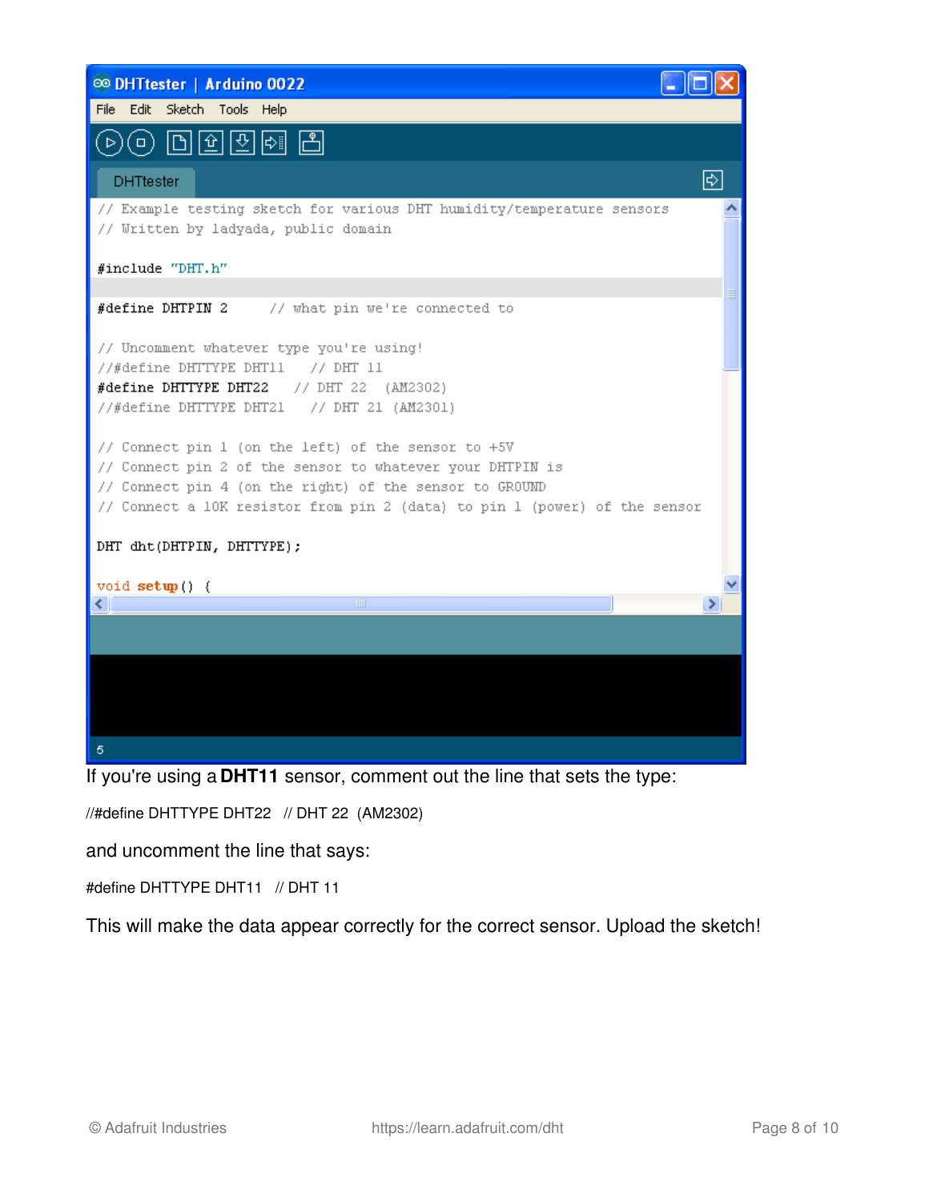```
// Example testing sketch for various DHT humidity/temperature sensors
// Written by ladyada, public domain

#include "DHT.h"

#define DHTPIN 2     // what pin we're connected to

// Uncomment whatever type you're using!
//#define DHTTYPE DHT11   // DHT 11
#define DHTTYPE DHT22   // DHT 22  (AM2302)
//#define DHTTYPE DHT21   // DHT 21 (AM2301)

// Connect pin 1 (on the left) of the sensor to +5V
// Connect pin 2 of the sensor to whatever your DHTPIN is
// Connect pin 4 (on the right) of the sensor to GROUND
// Connect a 10K resistor from pin 2 (data) to pin 1 (power) of the sensor

DHT dht(DHTPIN, DHTTYPE);

void setup() {
```

If you're using a **DHT11** sensor, comment out the line that sets the type:

```
//#define DHTTYPE DHT22   // DHT 22  (AM2302)
```

and uncomment the line that says:

```
#define DHTTYPE DHT11   // DHT 11
```

This will make the data appear correctly for the correct sensor. Upload the sketch!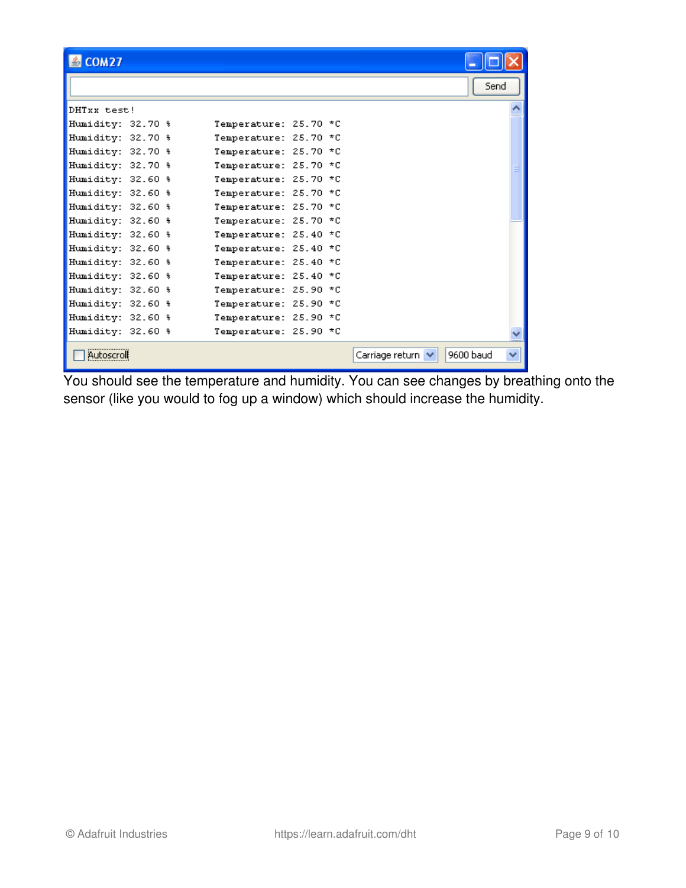```
DHTxx test!
Humidity: 32.70 %	Temperature: 25.70 *C
Humidity: 32.70 %	Temperature: 25.70 *C
Humidity: 32.70 %	Temperature: 25.70 *C
Humidity: 32.70 %	Temperature: 25.70 *C
Humidity: 32.60 %	Temperature: 25.70 *C
Humidity: 32.60 %	Temperature: 25.70 *C
Humidity: 32.60 %	Temperature: 25.70 *C
Humidity: 32.60 %	Temperature: 25.70 *C
Humidity: 32.60 %	Temperature: 25.40 *C
Humidity: 32.60 %	Temperature: 25.40 *C
Humidity: 32.60 %	Temperature: 25.40 *C
Humidity: 32.60 %	Temperature: 25.40 *C
Humidity: 32.60 %	Temperature: 25.90 *C
Humidity: 32.60 %	Temperature: 25.90 *C
Humidity: 32.60 %	Temperature: 25.90 *C
Humidity: 32.60 %	Temperature: 25.90 *C
```

You should see the temperature and humidity. You can see changes by breathing onto the sensor (like you would to fog up a window) which should increase the humidity.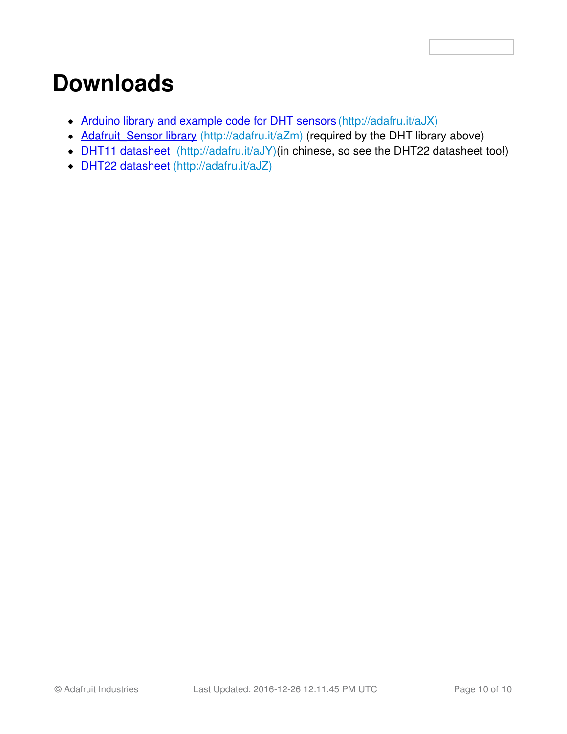# Downloads

- Arduino library and example code for DHT sensors (http://adafru.it/aJX)
- Adafruit_Sensor library (http://adafru.it/aZm) (required by the DHT library above)
- DHT11 datasheet (http://adafru.it/aJY)(in chinese, so see the DHT22 datasheet too!)
- DHT22 datasheet (http://adafru.it/aJZ)